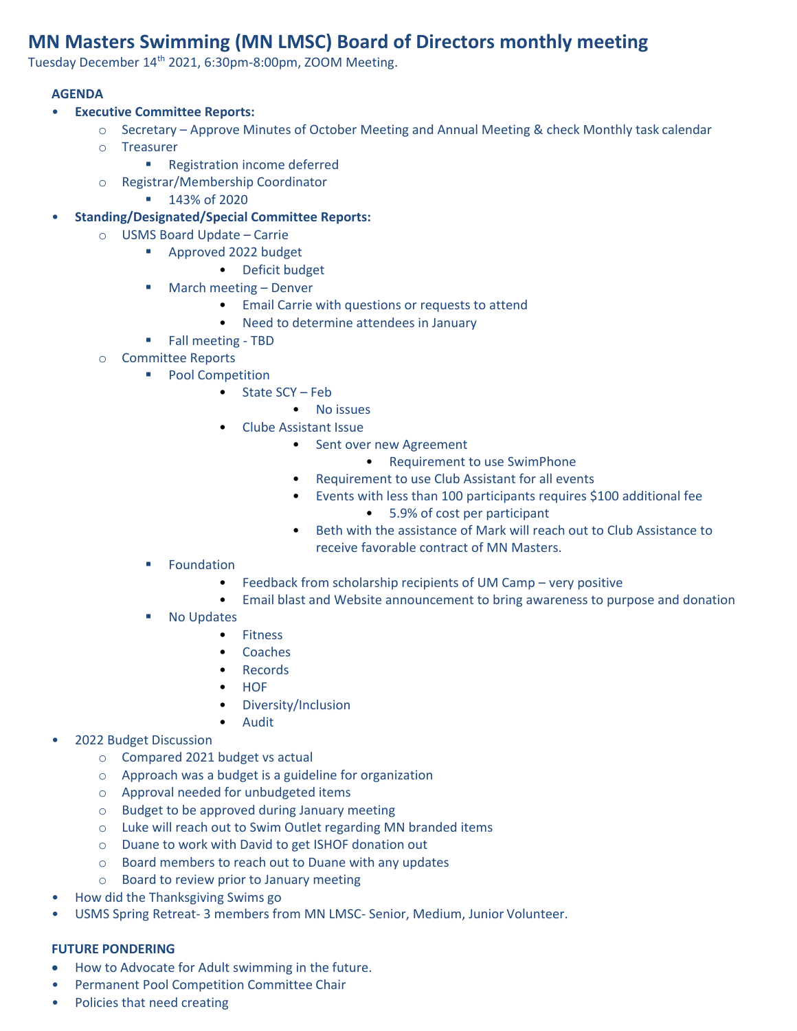# MN Masters Swimming (MN LMSC) Board of Directors monthly meeting

Tuesday December 14th 2021, 6:30pm-8:00pm, ZOOM Meeting.

**AGENDA**

- **Executive Committee Reports:**
  - Secretary – Approve Minutes of October Meeting and Annual Meeting & check Monthly task calendar
  - Treasurer
    - Registration income deferred
  - Registrar/Membership Coordinator
    - 143% of 2020
- **Standing/Designated/Special Committee Reports:**
  - USMS Board Update – Carrie
    - Approved 2022 budget
      - Deficit budget
    - March meeting – Denver
      - Email Carrie with questions or requests to attend
      - Need to determine attendees in January
    - Fall meeting - TBD
  - Committee Reports
    - Pool Competition
      - State SCY – Feb
        - No issues
      - Clube Assistant Issue
        - Sent over new Agreement
          - Requirement to use SwimPhone
        - Requirement to use Club Assistant for all events
        - Events with less than 100 participants requires $100 additional fee
          - 5.9% of cost per participant
        - Beth with the assistance of Mark will reach out to Club Assistance to receive favorable contract of MN Masters.
    - Foundation
      - Feedback from scholarship recipients of UM Camp – very positive
      - Email blast and Website announcement to bring awareness to purpose and donation
    - No Updates
      - Fitness
      - Coaches
      - Records
      - HOF
      - Diversity/Inclusion
      - Audit
- 2022 Budget Discussion
  - Compared 2021 budget vs actual
  - Approach was a budget is a guideline for organization
  - Approval needed for unbudgeted items
  - Budget to be approved during January meeting
  - Luke will reach out to Swim Outlet regarding MN branded items
  - Duane to work with David to get ISHOF donation out
  - Board members to reach out to Duane with any updates
  - Board to review prior to January meeting
- How did the Thanksgiving Swims go
- USMS Spring Retreat- 3 members from MN LMSC- Senior, Medium, Junior Volunteer.

**FUTURE PONDERING**

- How to Advocate for Adult swimming in the future.
- Permanent Pool Competition Committee Chair
- Policies that need creating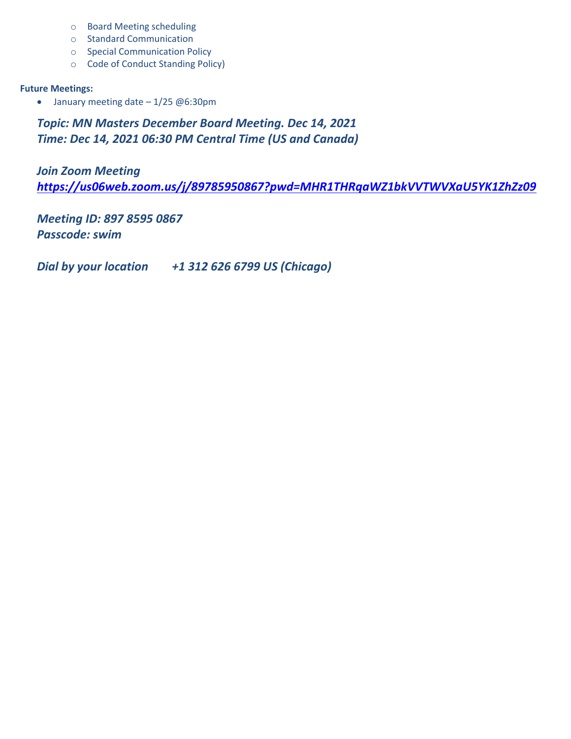- Board Meeting scheduling
- Standard Communication
- Special Communication Policy
- Code of Conduct Standing Policy)

**Future Meetings:**

- January meeting date – 1/25 @6:30pm

***Topic: MN Masters December Board Meeting. Dec 14, 2021***
***Time: Dec 14, 2021 06:30 PM Central Time (US and Canada)***

***Join Zoom Meeting***
***https://us06web.zoom.us/j/89785950867?pwd=MHR1THRqaWZ1bkVVTWVXaU5YK1ZhZz09***

***Meeting ID: 897 8595 0867***
***Passcode: swim***

***Dial by your location +1 312 626 6799 US (Chicago)***